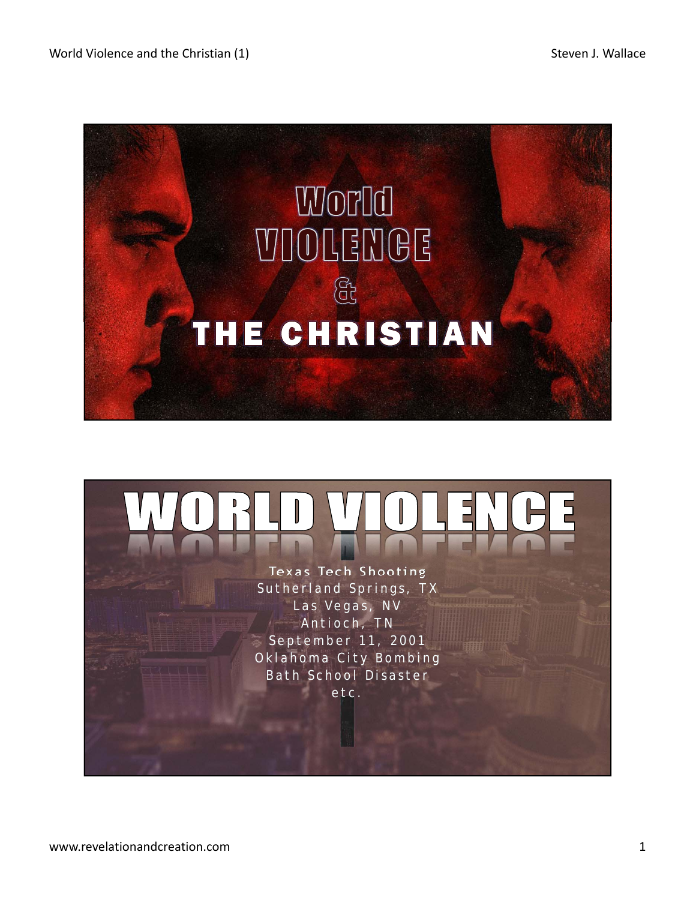# World VIOLENCE & THE CHRISTIAN

# WORLD VIOLENCE

Texas Tech Shooting
Sutherland Springs, TX
Las Vegas, NV
Antioch, TN
September 11, 2001
Oklahoma City Bombing
Bath School Disaster
etc.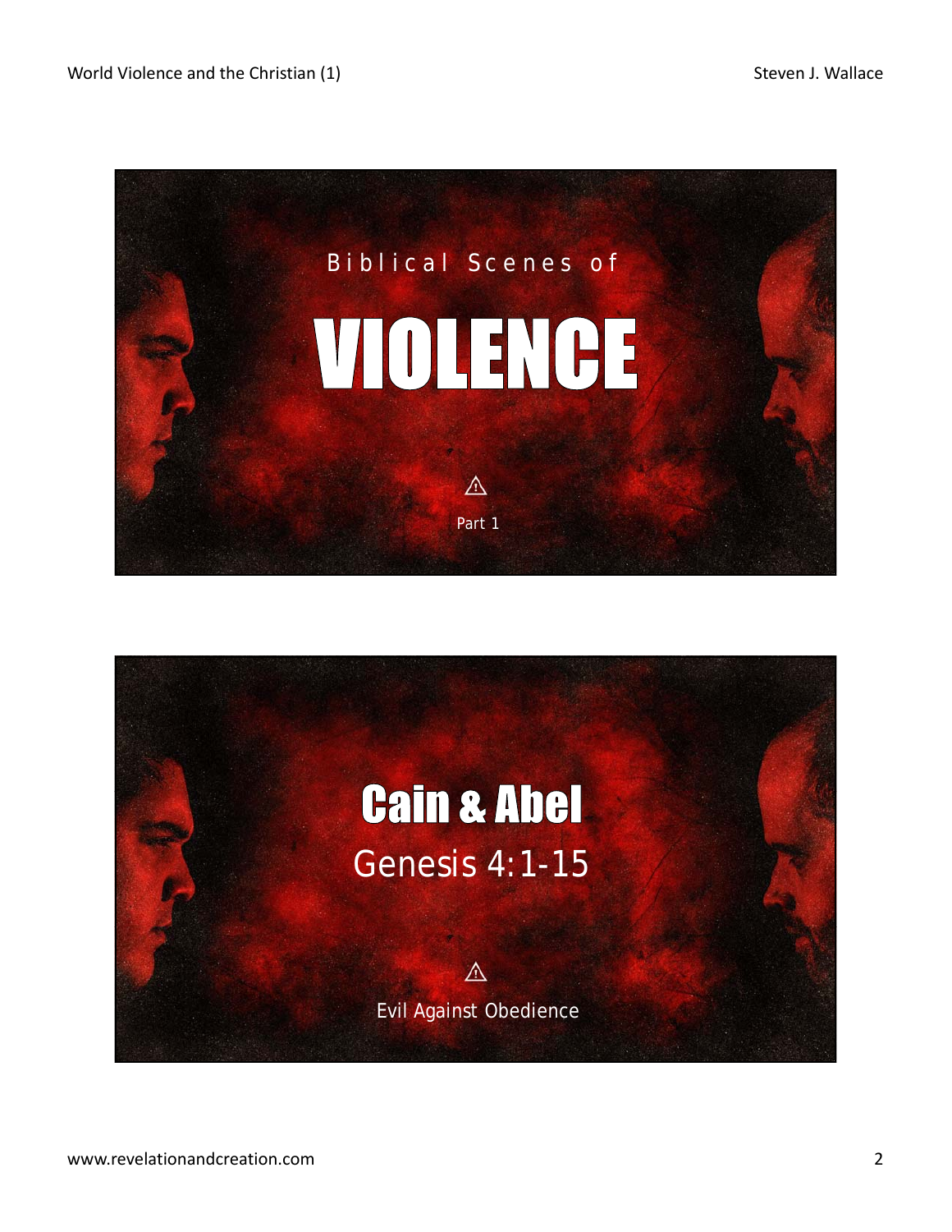Biblical Scenes of

# VIOLENCE

⚠

Part 1

# Cain & Abel

Genesis 4:1-15

⚠

Evil Against Obedience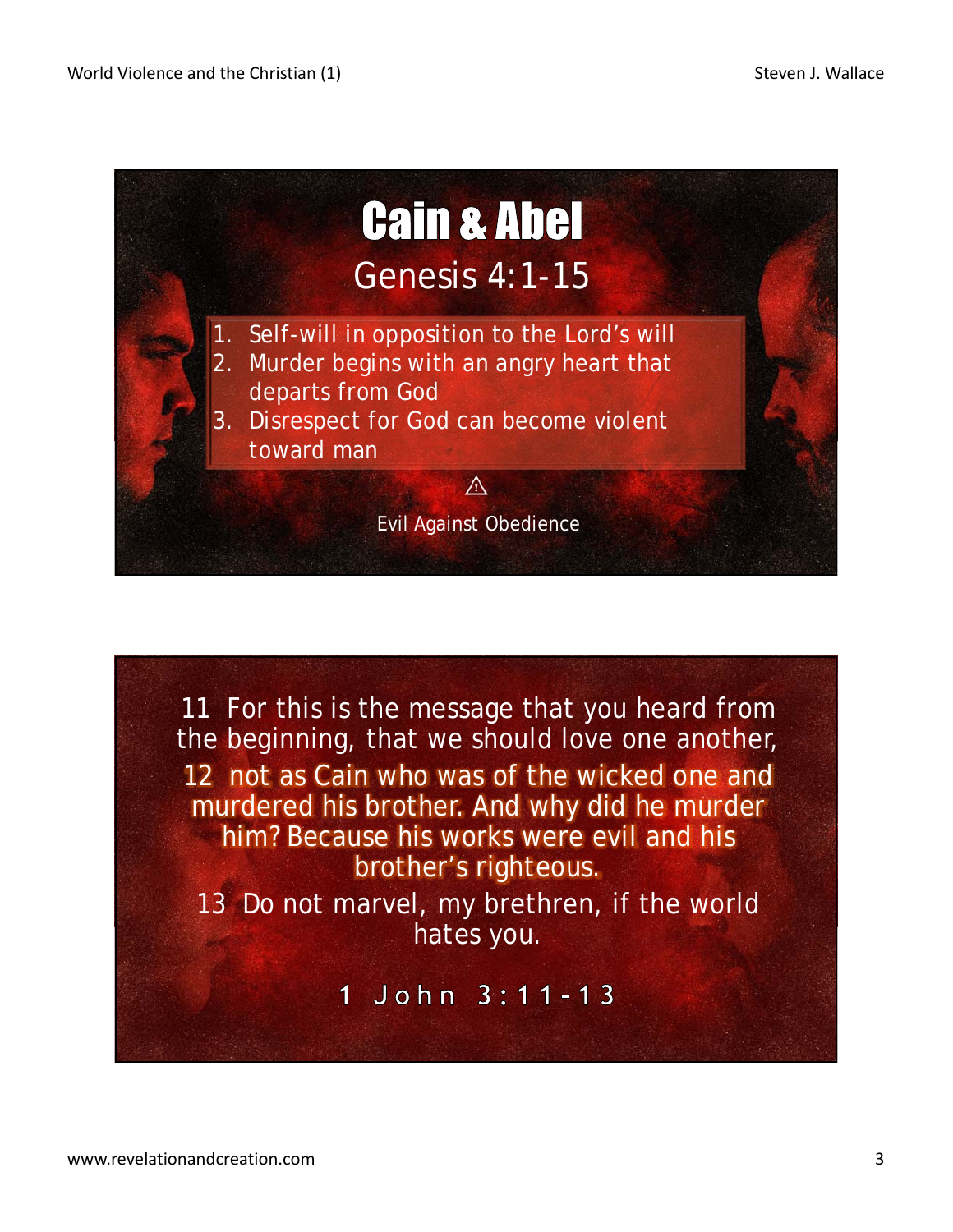# Cain & Abel

## Genesis 4:1-15

1. Self-will in opposition to the Lord's will
2. Murder begins with an angry heart that departs from God
3. Disrespect for God can become violent toward man

⚠

Evil Against Obedience

11 For this is the message that you heard from the beginning, that we should love one another,

12 not as Cain who was of the wicked one and murdered his brother. And why did he murder him? Because his works were evil and his brother's righteous.

13 Do not marvel, my brethren, if the world hates you.

1 John 3:11-13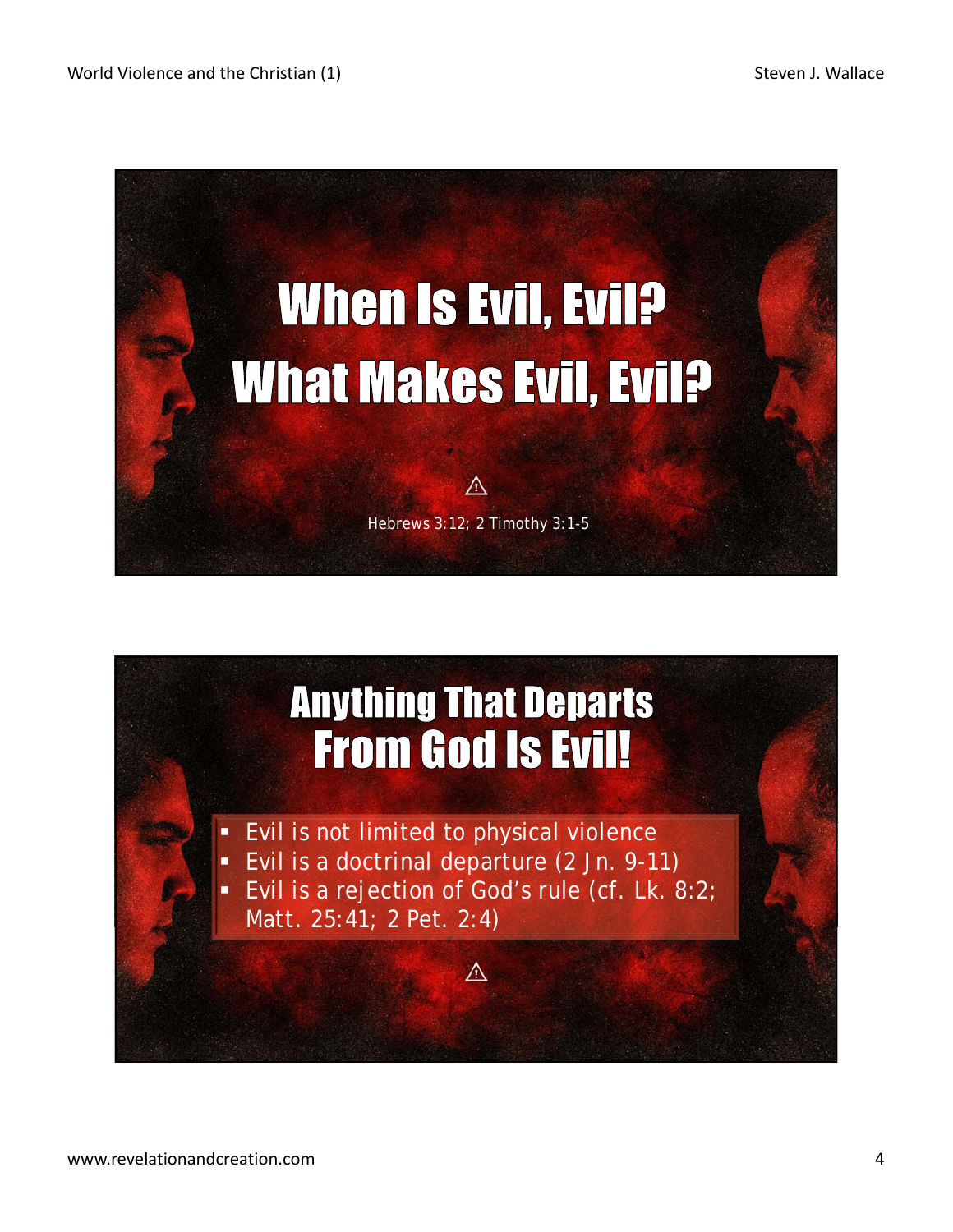# When Is Evil, Evil?
# What Makes Evil, Evil?

⚠

Hebrews 3:12; 2 Timothy 3:1-5

# Anything That Departs From God Is Evil!

- Evil is not limited to physical violence
- Evil is a doctrinal departure (2 Jn. 9-11)
- Evil is a rejection of God's rule (cf. Lk. 8:2; Matt. 25:41; 2 Pet. 2:4)

⚠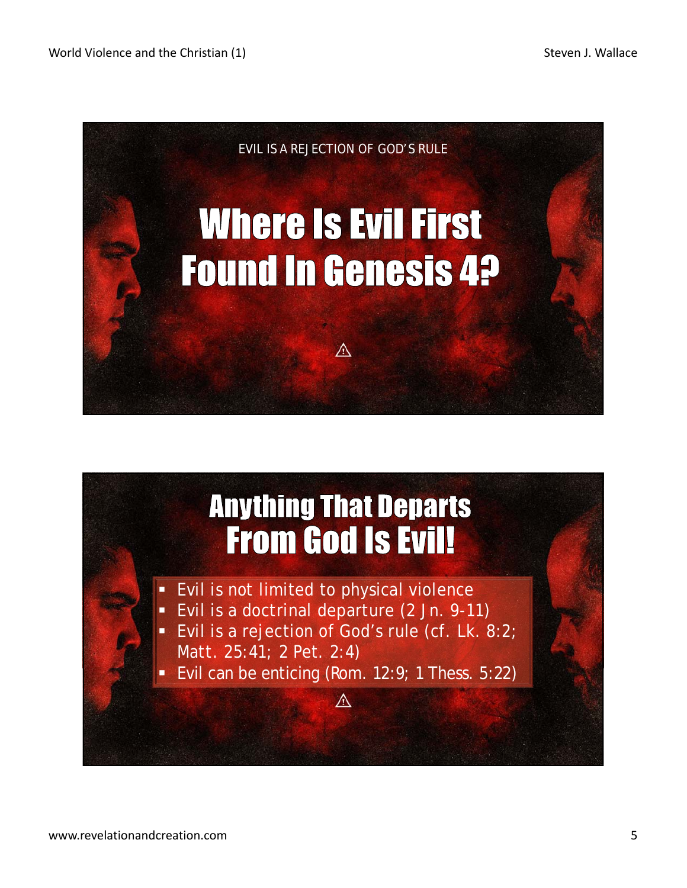EVIL IS A REJECTION OF GOD'S RULE

# Where Is Evil First Found In Genesis 4?

⚠

# Anything That Departs From God Is Evil!

- Evil is not limited to physical violence
- Evil is a doctrinal departure (2 Jn. 9-11)
- Evil is a rejection of God's rule (cf. Lk. 8:2; Matt. 25:41; 2 Pet. 2:4)
- Evil can be enticing (Rom. 12:9; 1 Thess. 5:22)

⚠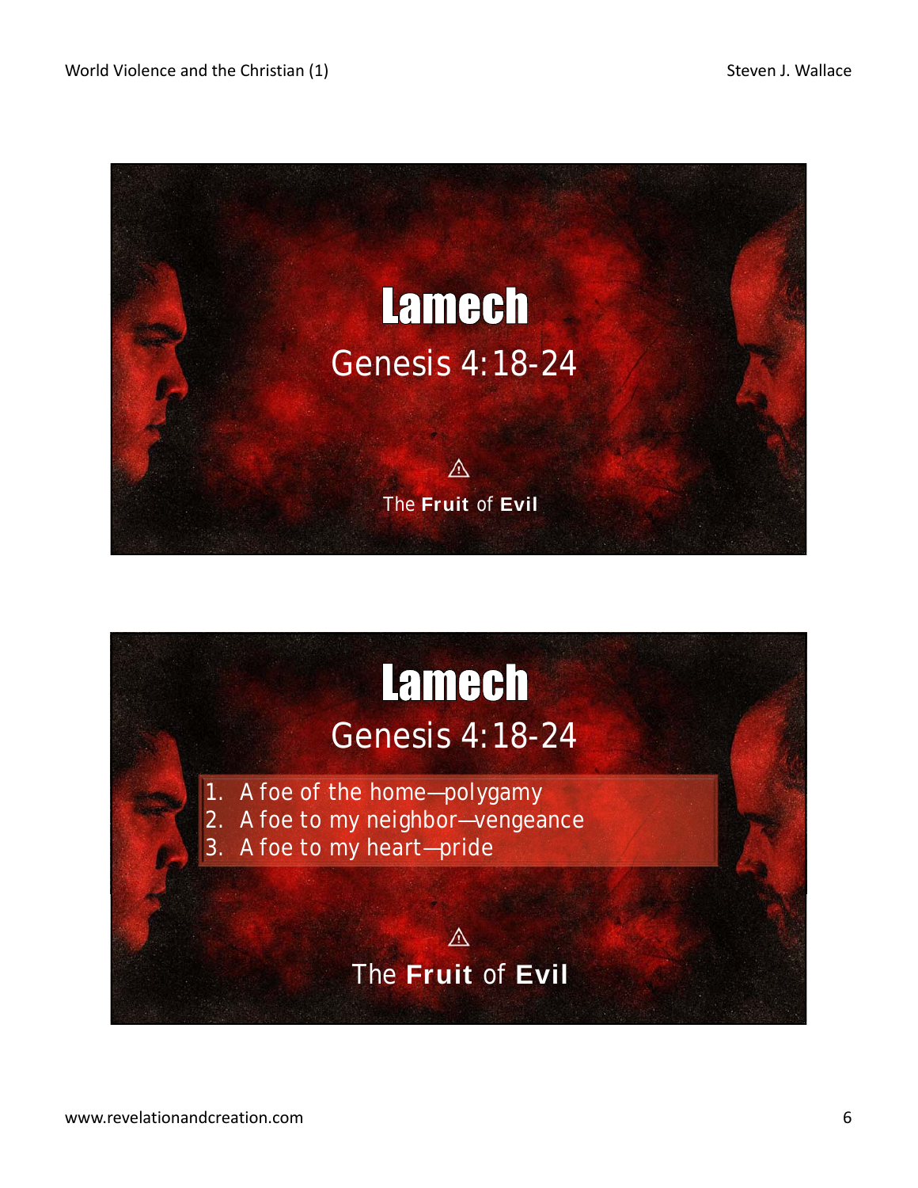# Lamech

## Genesis 4:18-24

⚠

The **Fruit** of **Evil**

# Lamech

## Genesis 4:18-24

1. A foe of the home—polygamy
2. A foe to my neighbor—vengeance
3. A foe to my heart—pride

⚠

The **Fruit** of **Evil**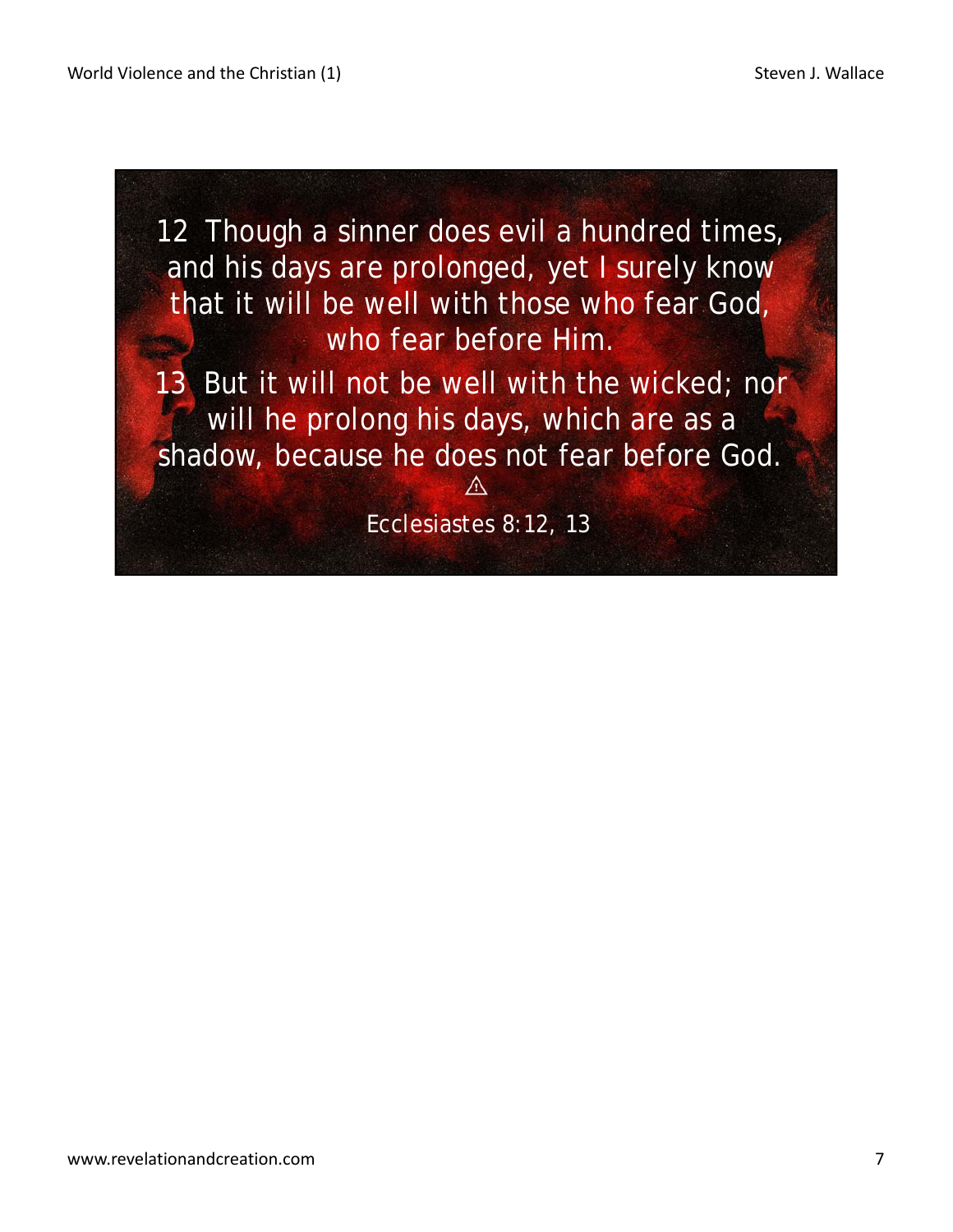12 Though a sinner does evil a hundred times, and his days are prolonged, yet I surely know that it will be well with those who fear God, who fear before Him.

13 But it will not be well with the wicked; nor will he prolong his days, which are as a shadow, because he does not fear before God.

⚠

Ecclesiastes 8:12, 13